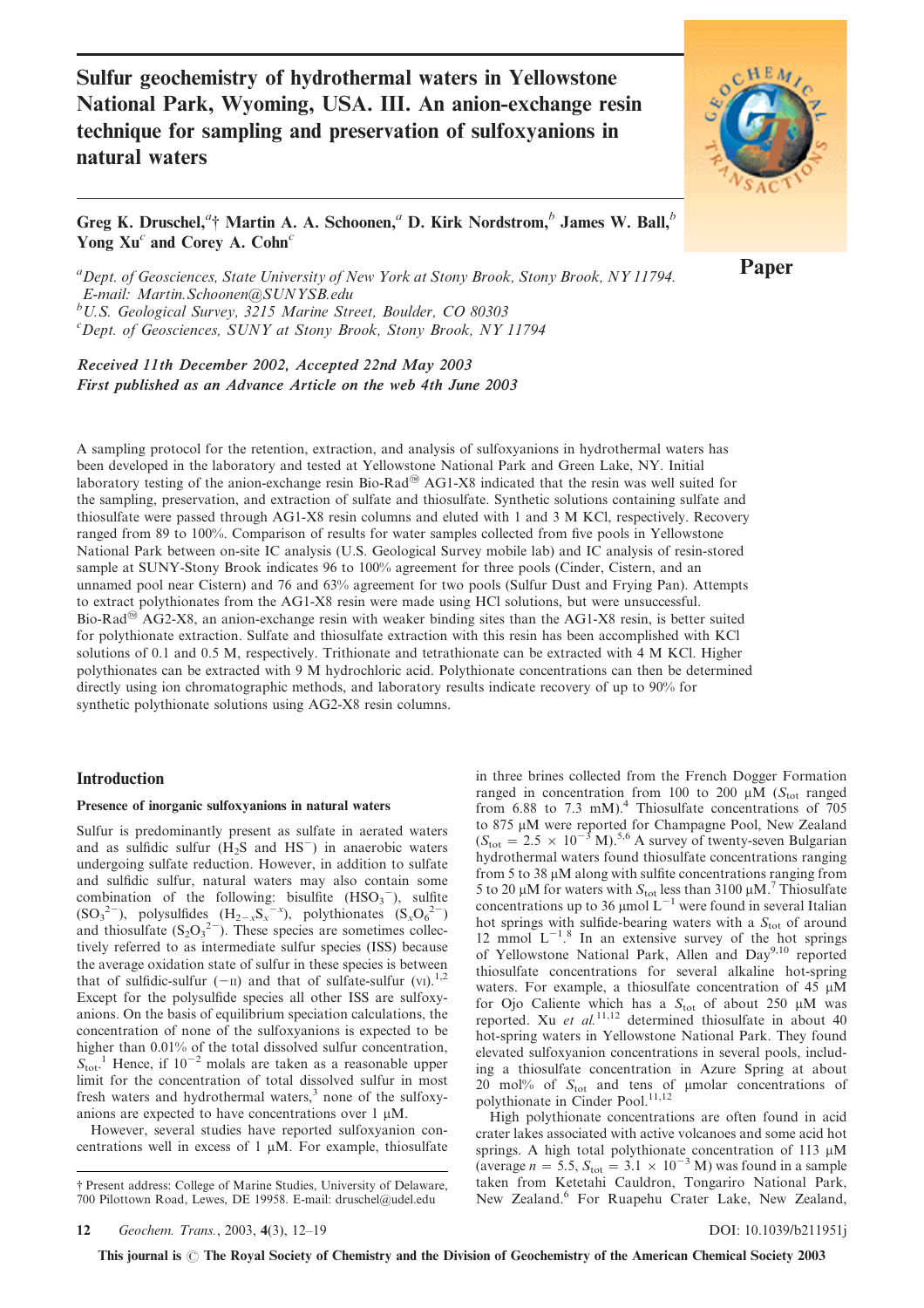# Sulfur geochemistry of hydrothermal waters in Yellowstone National Park, Wyoming, USA. III. An anion-exchange resin technique for sampling and preservation of sulfoxyanions in natural waters

Paper

**Greg K. Druschel,[a]† Martin A. A. Schoonen,[a] D. Kirk Nordstrom,[b] James W. Ball,[b] Yong Xu[c] and Corey A. Cohn[c]**

[a]*Dept. of Geosciences, State University of New York at Stony Brook, Stony Brook, NY 11794. E-mail: Martin.Schoonen@SUNYSB.edu*
[b]*U.S. Geological Survey, 3215 Marine Street, Boulder, CO 80303*
[c]*Dept. of Geosciences, SUNY at Stony Brook, Stony Brook, NY 11794*

***Received 11th December 2002, Accepted 22nd May 2003***
***First published as an Advance Article on the web 4th June 2003***

A sampling protocol for the retention, extraction, and analysis of sulfoxyanions in hydrothermal waters has been developed in the laboratory and tested at Yellowstone National Park and Green Lake, NY. Initial laboratory testing of the anion-exchange resin Bio-Rad® AG1-X8 indicated that the resin was well suited for the sampling, preservation, and extraction of sulfate and thiosulfate. Synthetic solutions containing sulfate and thiosulfate were passed through AG1-X8 resin columns and eluted with 1 and 3 M KCl, respectively. Recovery ranged from 89 to 100%. Comparison of results for water samples collected from five pools in Yellowstone National Park between on-site IC analysis (U.S. Geological Survey mobile lab) and IC analysis of resin-stored sample at SUNY-Stony Brook indicates 96 to 100% agreement for three pools (Cinder, Cistern, and an unnamed pool near Cistern) and 76 and 63% agreement for two pools (Sulfur Dust and Frying Pan). Attempts to extract polythionates from the AG1-X8 resin were made using HCl solutions, but were unsuccessful. Bio-Rad® AG2-X8, an anion-exchange resin with weaker binding sites than the AG1-X8 resin, is better suited for polythionate extraction. Sulfate and thiosulfate extraction with this resin has been accomplished with KCl solutions of 0.1 and 0.5 M, respectively. Trithionate and tetrathionate can be extracted with 4 M KCl. Higher polythionates can be extracted with 9 M hydrochloric acid. Polythionate concentrations can then be determined directly using ion chromatographic methods, and laboratory results indicate recovery of up to 90% for synthetic polythionate solutions using AG2-X8 resin columns.

## Introduction

### Presence of inorganic sulfoxyanions in natural waters

Sulfur is predominantly present as sulfate in aerated waters and as sulfidic sulfur ($H_2S$ and $HS^-$) in anaerobic waters undergoing sulfate reduction. However, in addition to sulfate and sulfidic sulfur, natural waters may also contain some combination of the following: bisulfite ($HSO_3^-$), sulfite ($SO_3^{2-}$), polysulfides ($H_{2-x}S_x^{-x}$), polythionates ($S_xO_6^{2-}$) and thiosulfate ($S_2O_3^{2-}$). These species are sometimes collectively referred to as intermediate sulfur species (ISS) because the average oxidation state of sulfur in these species is between that of sulfidic-sulfur (−II) and that of sulfate-sulfur (VI).[1,2] Except for the polysulfide species all other ISS are sulfoxyanions. On the basis of equilibrium speciation calculations, the concentration of none of the sulfoxyanions is expected to be higher than 0.01% of the total dissolved sulfur concentration, $S_{tot}$.[1] Hence, if $10^{-2}$ molals are taken as a reasonable upper limit for the concentration of total dissolved sulfur in most fresh waters and hydrothermal waters,[3] none of the sulfoxyanions are expected to have concentrations over 1 μM.

However, several studies have reported sulfoxyanion concentrations well in excess of 1 μM. For example, thiosulfate in three brines collected from the French Dogger Formation ranged in concentration from 100 to 200 μM ($S_{tot}$ ranged from 6.88 to 7.3 mM).[4] Thiosulfate concentrations of 705 to 875 μM were reported for Champagne Pool, New Zealand ($S_{tot} = 2.5 \times 10^{-3}$ M).[5,6] A survey of twenty-seven Bulgarian hydrothermal waters found thiosulfate concentrations ranging from 5 to 38 μM along with sulfite concentrations ranging from 5 to 20 μM for waters with $S_{tot}$ less than 3100 μM.[7] Thiosulfate concentrations up to 36 μmol $L^{-1}$ were found in several Italian hot springs with sulfide-bearing waters with a $S_{tot}$ of around 12 mmol $L^{-1}$.[8] In an extensive survey of the hot springs of Yellowstone National Park, Allen and Day[9,10] reported thiosulfate concentrations for several alkaline hot-spring waters. For example, a thiosulfate concentration of 45 μM for Ojo Caliente which has a $S_{tot}$ of about 250 μM was reported. Xu *et al.*[11,12] determined thiosulfate in about 40 hot-spring waters in Yellowstone National Park. They found elevated sulfoxyanion concentrations in several pools, including a thiosulfate concentration in Azure Spring at about 20 mol% of $S_{tot}$ and tens of μmolar concentrations of polythionate in Cinder Pool.[11,12]

High polythionate concentrations are often found in acid crater lakes associated with active volcanoes and some acid hot springs. A high total polythionate concentration of 113 μM (average $n = 5.5$, $S_{tot} = 3.1 \times 10^{-3}$ M) was found in a sample taken from Ketetahi Cauldron, Tongariro National Park, New Zealand.[6] For Ruapehu Crater Lake, New Zealand,

† Present address: College of Marine Studies, University of Delaware, 700 Pilottown Road, Lewes, DE 19958. E-mail: druschel@udel.edu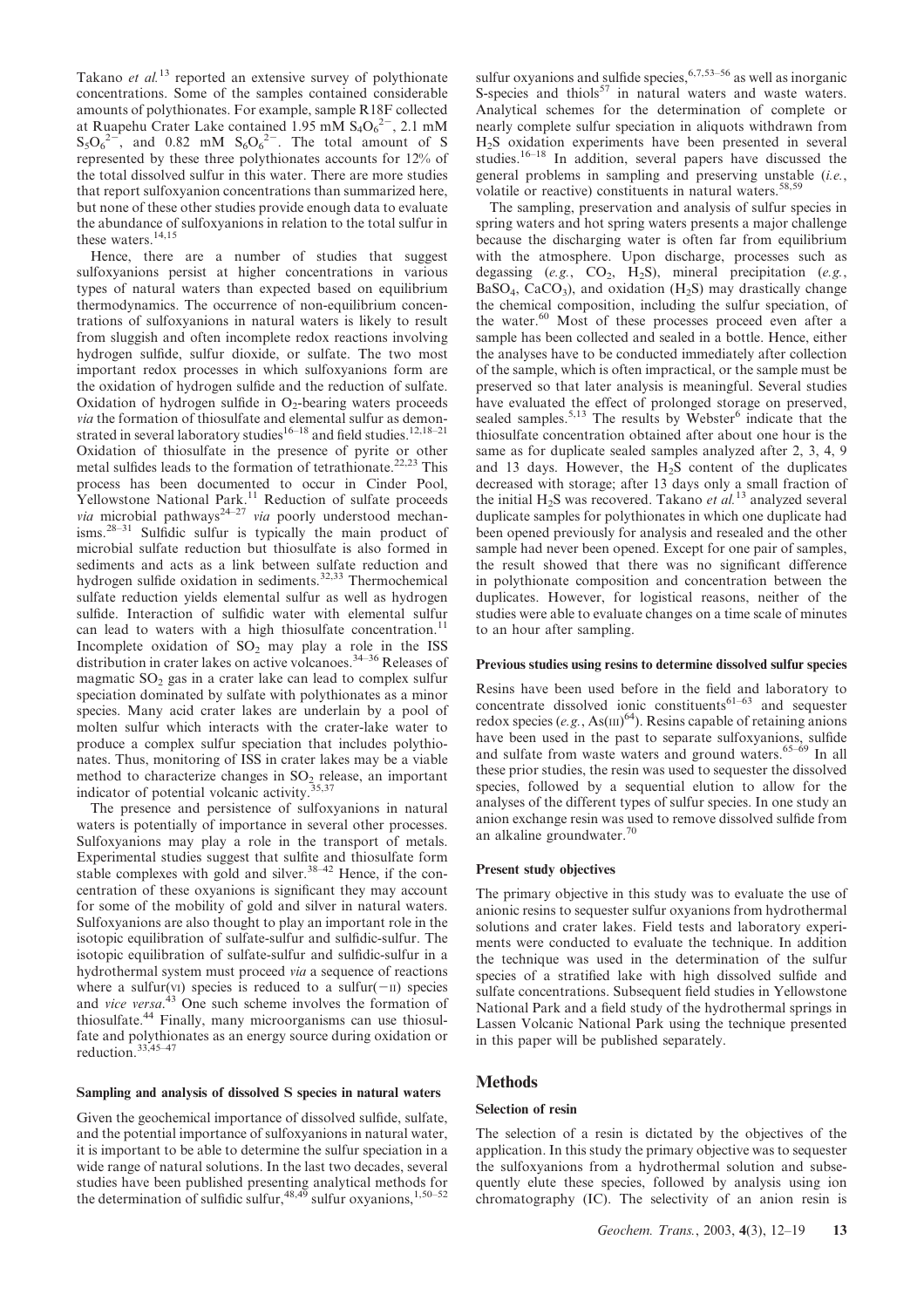Takano *et al.*[13] reported an extensive survey of polythionate concentrations. Some of the samples contained considerable amounts of polythionates. For example, sample R18F collected at Ruapehu Crater Lake contained 1.95 mM $S_4O_6^{2-}$, 2.1 mM $S_5O_6^{2-}$, and 0.82 mM $S_6O_6^{2-}$. The total amount of S represented by these three polythionates accounts for 12% of the total dissolved sulfur in this water. There are more studies that report sulfoxyanion concentrations than summarized here, but none of these other studies provide enough data to evaluate the abundance of sulfoxyanions in relation to the total sulfur in these waters.[14,15]

Hence, there are a number of studies that suggest sulfoxyanions persist at higher concentrations in various types of natural waters than expected based on equilibrium thermodynamics. The occurrence of non-equilibrium concentrations of sulfoxyanions in natural waters is likely to result from sluggish and often incomplete redox reactions involving hydrogen sulfide, sulfur dioxide, or sulfate. The two most important redox processes in which sulfoxyanions form are the oxidation of hydrogen sulfide and the reduction of sulfate. Oxidation of hydrogen sulfide in $O_2$-bearing waters proceeds *via* the formation of thiosulfate and elemental sulfur as demonstrated in several laboratory studies[16–18] and field studies.[12,18–21] Oxidation of thiosulfate in the presence of pyrite or other metal sulfides leads to the formation of tetrathionate.[22,23] This process has been documented to occur in Cinder Pool, Yellowstone National Park.[11] Reduction of sulfate proceeds *via* microbial pathways[24–27] *via* poorly understood mechanisms.[28–31] Sulfidic sulfur is typically the main product of microbial sulfate reduction but thiosulfate is also formed in sediments and acts as a link between sulfate reduction and hydrogen sulfide oxidation in sediments.[32,33] Thermochemical sulfate reduction yields elemental sulfur as well as hydrogen sulfide. Interaction of sulfidic water with elemental sulfur can lead to waters with a high thiosulfate concentration.[11] Incomplete oxidation of $SO_2$ may play a role in the ISS distribution in crater lakes on active volcanoes.[34–36] Releases of magmatic $SO_2$ gas in a crater lake can lead to complex sulfur speciation dominated by sulfate with polythionates as a minor species. Many acid crater lakes are underlain by a pool of molten sulfur which interacts with the crater-lake water to produce a complex sulfur speciation that includes polythionates. Thus, monitoring of ISS in crater lakes may be a viable method to characterize changes in $SO_2$ release, an important indicator of potential volcanic activity.[35,37]

The presence and persistence of sulfoxyanions in natural waters is potentially of importance in several other processes. Sulfoxyanions may play a role in the transport of metals. Experimental studies suggest that sulfite and thiosulfate form stable complexes with gold and silver.[38–42] Hence, if the concentration of these oxyanions is significant they may account for some of the mobility of gold and silver in natural waters. Sulfoxyanions are also thought to play an important role in the isotopic equilibration of sulfate-sulfur and sulfidic-sulfur. The isotopic equilibration of sulfate-sulfur and sulfidic-sulfur in a hydrothermal system must proceed *via* a sequence of reactions where a sulfur(VI) species is reduced to a sulfur(−II) species and *vice versa*.[43] One such scheme involves the formation of thiosulfate.[44] Finally, many microorganisms can use thiosulfate and polythionates as an energy source during oxidation or reduction.[33,45–47]

### Sampling and analysis of dissolved S species in natural waters

Given the geochemical importance of dissolved sulfide, sulfate, and the potential importance of sulfoxyanions in natural water, it is important to be able to determine the sulfur speciation in a wide range of natural solutions. In the last two decades, several studies have been published presenting analytical methods for the determination of sulfidic sulfur,[48,49] sulfur oxyanions,[1,50–52] sulfur oxyanions and sulfide species,[6,7,53–56] as well as inorganic S-species and thiols[57] in natural waters and waste waters. Analytical schemes for the determination of complete or nearly complete sulfur speciation in aliquots withdrawn from $H_2S$ oxidation experiments have been presented in several studies.[16–18] In addition, several papers have discussed the general problems in sampling and preserving unstable (*i.e.*, volatile or reactive) constituents in natural waters.[58,59]

The sampling, preservation and analysis of sulfur species in spring waters and hot spring waters presents a major challenge because the discharging water is often far from equilibrium with the atmosphere. Upon discharge, processes such as degassing (*e.g.*, $CO_2$, $H_2S$), mineral precipitation (*e.g.*, $BaSO_4$, $CaCO_3$), and oxidation ($H_2S$) may drastically change the chemical composition, including the sulfur speciation, of the water.[60] Most of these processes proceed even after a sample has been collected and sealed in a bottle. Hence, either the analyses have to be conducted immediately after collection of the sample, which is often impractical, or the sample must be preserved so that later analysis is meaningful. Several studies have evaluated the effect of prolonged storage on preserved, sealed samples.[5,13] The results by Webster[6] indicate that the thiosulfate concentration obtained after about one hour is the same as for duplicate sealed samples analyzed after 2, 3, 4, 9 and 13 days. However, the $H_2S$ content of the duplicates decreased with storage; after 13 days only a small fraction of the initial $H_2S$ was recovered. Takano *et al.*[13] analyzed several duplicate samples for polythionates in which one duplicate had been opened previously for analysis and resealed and the other sample had never been opened. Except for one pair of samples, the result showed that there was no significant difference in polythionate composition and concentration between the duplicates. However, for logistical reasons, neither of the studies were able to evaluate changes on a time scale of minutes to an hour after sampling.

### Previous studies using resins to determine dissolved sulfur species

Resins have been used before in the field and laboratory to concentrate dissolved ionic constituents[61–63] and sequester redox species (*e.g.*, As(III)[64]). Resins capable of retaining anions have been used in the past to separate sulfoxyanions, sulfide and sulfate from waste waters and ground waters.[65–69] In all these prior studies, the resin was used to sequester the dissolved species, followed by a sequential elution to allow for the analyses of the different types of sulfur species. In one study an anion exchange resin was used to remove dissolved sulfide from an alkaline groundwater.[70]

### Present study objectives

The primary objective in this study was to evaluate the use of anionic resins to sequester sulfur oxyanions from hydrothermal solutions and crater lakes. Field tests and laboratory experiments were conducted to evaluate the technique. In addition the technique was used in the determination of the sulfur species of a stratified lake with high dissolved sulfide and sulfate concentrations. Subsequent field studies in Yellowstone National Park and a field study of the hydrothermal springs in Lassen Volcanic National Park using the technique presented in this paper will be published separately.

## Methods

### Selection of resin

The selection of a resin is dictated by the objectives of the application. In this study the primary objective was to sequester the sulfoxyanions from a hydrothermal solution and subsequently elute these species, followed by analysis using ion chromatography (IC). The selectivity of an anion resin is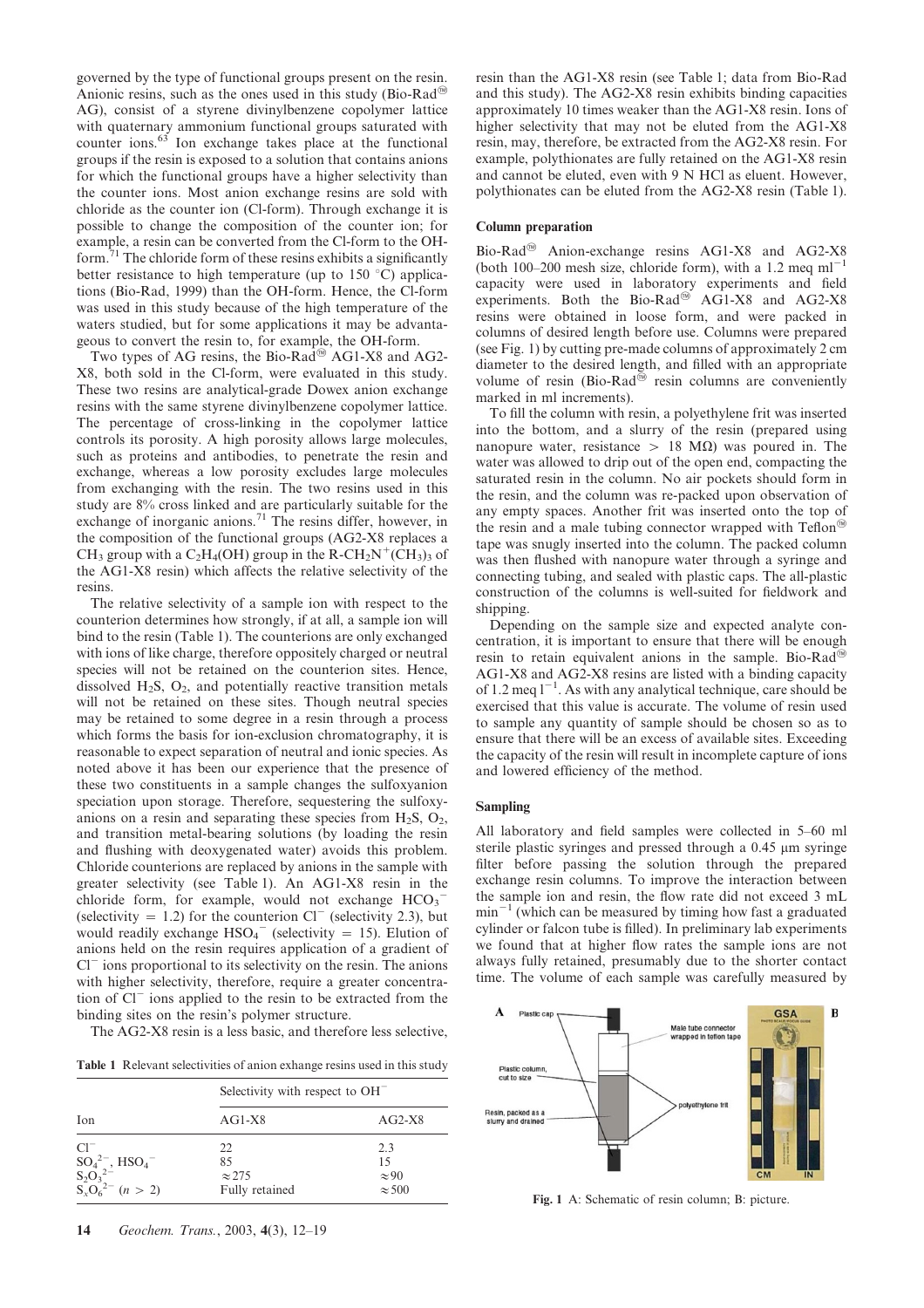governed by the type of functional groups present on the resin. Anionic resins, such as the ones used in this study (Bio-Rad® AG), consist of a styrene divinylbenzene copolymer lattice with quaternary ammonium functional groups saturated with counter ions.[63] Ion exchange takes place at the functional groups if the resin is exposed to a solution that contains anions for which the functional groups have a higher selectivity than the counter ions. Most anion exchange resins are sold with chloride as the counter ion (Cl-form). Through exchange it is possible to change the composition of the counter ion; for example, a resin can be converted from the Cl-form to the OH-form.[71] The chloride form of these resins exhibits a significantly better resistance to high temperature (up to 150 °C) applications (Bio-Rad, 1999) than the OH-form. Hence, the Cl-form was used in this study because of the high temperature of the waters studied, but for some applications it may be advantageous to convert the resin to, for example, the OH-form.

Two types of AG resins, the Bio-Rad® AG1-X8 and AG2-X8, both sold in the Cl-form, were evaluated in this study. These two resins are analytical-grade Dowex anion exchange resins with the same styrene divinylbenzene copolymer lattice. The percentage of cross-linking in the copolymer lattice controls its porosity. A high porosity allows large molecules, such as proteins and antibodies, to penetrate the resin and exchange, whereas a low porosity excludes large molecules from exchanging with the resin. The two resins used in this study are 8% cross linked and are particularly suitable for the exchange of inorganic anions.[71] The resins differ, however, in the composition of the functional groups (AG2-X8 replaces a $CH_3$ group with a $C_2H_4(OH)$ group in the $R\text{-}CH_2N^+(CH_3)_3$ of the AG1-X8 resin) which affects the relative selectivity of the resins.

The relative selectivity of a sample ion with respect to the counterion determines how strongly, if at all, a sample ion will bind to the resin (Table 1). The counterions are only exchanged with ions of like charge, therefore oppositely charged or neutral species will not be retained on the counterion sites. Hence, dissolved $H_2S$, $O_2$, and potentially reactive transition metals will not be retained on these sites. Though neutral species may be retained to some degree in a resin through a process which forms the basis for ion-exclusion chromatography, it is reasonable to expect separation of neutral and ionic species. As noted above it has been our experience that the presence of these two constituents in a sample changes the sulfoxyanion speciation upon storage. Therefore, sequestering the sulfoxyanions on a resin and separating these species from $H_2S$, $O_2$, and transition metal-bearing solutions (by loading the resin and flushing with deoxygenated water) avoids this problem. Chloride counterions are replaced by anions in the sample with greater selectivity (see Table 1). An AG1-X8 resin in the chloride form, for example, would not exchange $HCO_3^-$ (selectivity = 1.2) for the counterion $Cl^-$ (selectivity 2.3), but would readily exchange $HSO_4^-$ (selectivity = 15). Elution of anions held on the resin requires application of a gradient of $Cl^-$ ions proportional to its selectivity on the resin. The anions with higher selectivity, therefore, require a greater concentration of $Cl^-$ ions applied to the resin to be extracted from the binding sites on the resin's polymer structure.

The AG2-X8 resin is a less basic, and therefore less selective,

**Table 1** Relevant selectivities of anion exhange resins used in this study

| Ion | Selectivity with respect to $OH^-$ | |
|---|---|---|
| | AG1-X8 | AG2-X8 |
| $Cl^-$ | 22 | 2.3 |
| $SO_4^{2-}$, $HSO_4^-$ | 85 | 15 |
| $S_2O_3^{2-}$ | ≈275 | ≈90 |
| $S_xO_6^{2-}$ ($n$ > 2) | Fully retained | ≈500 |

resin than the AG1-X8 resin (see Table 1; data from Bio-Rad and this study). The AG2-X8 resin exhibits binding capacities approximately 10 times weaker than the AG1-X8 resin. Ions of higher selectivity that may not be eluted from the AG1-X8 resin, may, therefore, be extracted from the AG2-X8 resin. For example, polythionates are fully retained on the AG1-X8 resin and cannot be eluted, even with 9 N HCl as eluent. However, polythionates can be eluted from the AG2-X8 resin (Table 1).

## Column preparation

Bio-Rad® Anion-exchange resins AG1-X8 and AG2-X8 (both 100–200 mesh size, chloride form), with a 1.2 meq ml$^{-1}$ capacity were used in laboratory experiments and field experiments. Both the Bio-Rad® AG1-X8 and AG2-X8 resins were obtained in loose form, and were packed in columns of desired length before use. Columns were prepared (see Fig. 1) by cutting pre-made columns of approximately 2 cm diameter to the desired length, and filled with an appropriate volume of resin (Bio-Rad® resin columns are conveniently marked in ml increments).

To fill the column with resin, a polyethylene frit was inserted into the bottom, and a slurry of the resin (prepared using nanopure water, resistance > 18 MΩ) was poured in. The water was allowed to drip out of the open end, compacting the saturated resin in the column. No air pockets should form in the resin, and the column was re-packed upon observation of any empty spaces. Another frit was inserted onto the top of the resin and a male tubing connector wrapped with Teflon® tape was snugly inserted into the column. The packed column was then flushed with nanopure water through a syringe and connecting tubing, and sealed with plastic caps. The all-plastic construction of the columns is well-suited for fieldwork and shipping.

Depending on the sample size and expected analyte concentration, it is important to ensure that there will be enough resin to retain equivalent anions in the sample. Bio-Rad® AG1-X8 and AG2-X8 resins are listed with a binding capacity of 1.2 meq l$^{-1}$. As with any analytical technique, care should be exercised that this value is accurate. The volume of resin used to sample any quantity of sample should be chosen so as to ensure that there will be an excess of available sites. Exceeding the capacity of the resin will result in incomplete capture of ions and lowered efficiency of the method.

## Sampling

All laboratory and field samples were collected in 5–60 ml sterile plastic syringes and pressed through a 0.45 μm syringe filter before passing the solution through the prepared exchange resin columns. To improve the interaction between the sample ion and resin, the flow rate did not exceed 3 mL min$^{-1}$ (which can be measured by timing how fast a graduated cylinder or falcon tube is filled). In preliminary lab experiments we found that at higher flow rates the sample ions are not always fully retained, presumably due to the shorter contact time. The volume of each sample was carefully measured by

**Fig. 1** A: Schematic of resin column; B: picture.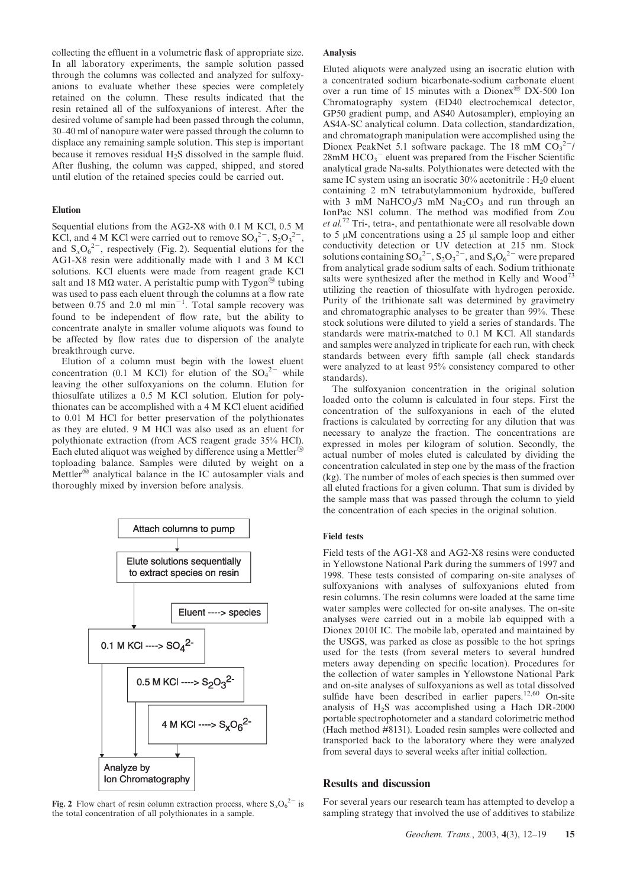collecting the effluent in a volumetric flask of appropriate size. In all laboratory experiments, the sample solution passed through the columns was collected and analyzed for sulfoxyanions to evaluate whether these species were completely retained on the column. These results indicated that the resin retained all of the sulfoxyanions of interest. After the desired volume of sample had been passed through the column, 30–40 ml of nanopure water were passed through the column to displace any remaining sample solution. This step is important because it removes residual $H_2S$ dissolved in the sample fluid. After flushing, the column was capped, shipped, and stored until elution of the retained species could be carried out.

#### Elution

Sequential elutions from the AG2-X8 with 0.1 M KCl, 0.5 M KCl, and 4 M KCl were carried out to remove $SO_4^{2-}$, $S_2O_3^{2-}$, and $S_xO_6^{2-}$, respectively (Fig. 2). Sequential elutions for the AG1-X8 resin were additionally made with 1 and 3 M KCl solutions. KCl eluents were made from reagent grade KCl salt and 18 MΩ water. A peristaltic pump with Tygon™ tubing was used to pass each eluent through the columns at a flow rate between 0.75 and 2.0 ml $min^{-1}$. Total sample recovery was found to be independent of flow rate, but the ability to concentrate analyte in smaller volume aliquots was found to be affected by flow rates due to dispersion of the analyte breakthrough curve.

Elution of a column must begin with the lowest eluent concentration (0.1 M KCl) for elution of the $SO_4^{2-}$ while leaving the other sulfoxyanions on the column. Elution for thiosulfate utilizes a 0.5 M KCl solution. Elution for polythionates can be accomplished with a 4 M KCl eluent acidified to 0.01 M HCl for better preservation of the polythionates as they are eluted. 9 M HCl was also used as an eluent for polythionate extraction (from ACS reagent grade 35% HCl). Each eluted aliquot was weighed by difference using a Mettler™ toploading balance. Samples were diluted by weight on a Mettler™ analytical balance in the IC autosampler vials and thoroughly mixed by inversion before analysis.

Attach columns to pump → Elute solutions sequentially to extract species on resin

Eluent ----> species

- 0.1 M KCl ----> $SO_4^{2-}$
- 0.5 M KCl ----> $S_2O_3^{2-}$
- 4 M KCl ----> $S_xO_6^{2-}$

→ Analyze by Ion Chromatography

**Fig. 2** Flow chart of resin column extraction process, where $S_xO_6^{2-}$ is the total concentration of all polythionates in a sample.

#### Analysis

Eluted aliquots were analyzed using an isocratic elution with a concentrated sodium bicarbonate-sodium carbonate eluent over a run time of 15 minutes with a Dionex™ DX-500 Ion Chromatography system (ED40 electrochemical detector, GP50 gradient pump, and AS40 Autosampler), employing an AS4A-SC analytical column. Data collection, standardization, and chromatograph manipulation were accomplished using the Dionex PeakNet 5.1 software package. The 18 mM $CO_3^{2-}$/28mM $HCO_3^-$ eluent was prepared from the Fischer Scientific analytical grade Na-salts. Polythionates were detected with the same IC system using an isocratic 30% acetonitrile : $H_2O$ eluent containing 2 mN tetrabutylammonium hydroxide, buffered with 3 mM $NaHCO_3$/3 mM $Na_2CO_3$ and run through an IonPac NS1 column. The method was modified from Zou *et al.*[72] Tri-, tetra-, and pentathionate were all resolvable down to 5 μM concentrations using a 25 μl sample loop and either conductivity detection or UV detection at 215 nm. Stock solutions containing $SO_4^{2-}$, $S_2O_3^{2-}$, and $S_4O_6^{2-}$ were prepared from analytical grade sodium salts of each. Sodium trithionate salts were synthesized after the method in Kelly and Wood[73] utilizing the reaction of thiosulfate with hydrogen peroxide. Purity of the trithionate salt was determined by gravimetry and chromatographic analyses to be greater than 99%. These stock solutions were diluted to yield a series of standards. The standards were matrix-matched to 0.1 M KCl. All standards and samples were analyzed in triplicate for each run, with check standards between every fifth sample (all check standards were analyzed to at least 95% consistency compared to other standards).

The sulfoxyanion concentration in the original solution loaded onto the column is calculated in four steps. First the concentration of the sulfoxyanions in each of the eluted fractions is calculated by correcting for any dilution that was necessary to analyze the fraction. The concentrations are expressed in moles per kilogram of solution. Secondly, the actual number of moles eluted is calculated by dividing the concentration calculated in step one by the mass of the fraction (kg). The number of moles of each species is then summed over all eluted fractions for a given column. That sum is divided by the sample mass that was passed through the column to yield the concentration of each species in the original solution.

#### Field tests

Field tests of the AG1-X8 and AG2-X8 resins were conducted in Yellowstone National Park during the summers of 1997 and 1998. These tests consisted of comparing on-site analyses of sulfoxyanions with analyses of sulfoxyanions eluted from resin columns. The resin columns were loaded at the same time water samples were collected for on-site analyses. The on-site analyses were carried out in a mobile lab equipped with a Dionex 2010I IC. The mobile lab, operated and maintained by the USGS, was parked as close as possible to the hot springs used for the tests (from several meters to several hundred meters away depending on specific location). Procedures for the collection of water samples in Yellowstone National Park and on-site analyses of sulfoxyanions as well as total dissolved sulfide have been described in earlier papers.[12,60] On-site analysis of $H_2S$ was accomplished using a Hach DR-2000 portable spectrophotometer and a standard colorimetric method (Hach method #8131). Loaded resin samples were collected and transported back to the laboratory where they were analyzed from several days to several weeks after initial collection.

## Results and discussion

For several years our research team has attempted to develop a sampling strategy that involved the use of additives to stabilize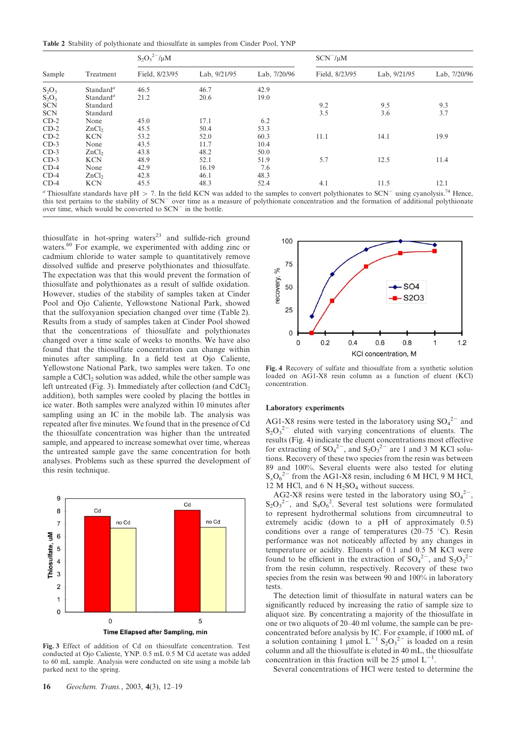**Table 2** Stability of polythionate and thiosulfate in samples from Cinder Pool, YNP

| Sample | Treatment | $S_2O_3^{2-}$/μM | | | $SCN^-$/μM | | |
|---|---|---|---|---|---|---|---|
| | | Field, 8/23/95 | Lab, 9/21/95 | Lab, 7/20/96 | Field, 8/23/95 | Lab, 9/21/95 | Lab, 7/20/96 |
| $S_2O_3$ | Standard[a] | 46.5 | 46.7 | 42.9 | | | |
| $S_2O_3$ | Standard[a] | 21.2 | 20.6 | 19.0 | | | |
| SCN | Standard | | | | 9.2 | 9.5 | 9.3 |
| SCN | Standard | | | | 3.5 | 3.6 | 3.7 |
| CD-2 | None | 45.0 | 17.1 | 6.2 | | | |
| CD-2 | $ZnCl_2$ | 45.5 | 50.4 | 53.3 | | | |
| CD-2 | KCN | 53.2 | 52.0 | 60.3 | 11.1 | 14.1 | 19.9 |
| CD-3 | None | 43.5 | 11.7 | 10.4 | | | |
| CD-3 | $ZnCl_2$ | 43.8 | 48.2 | 50.0 | | | |
| CD-3 | KCN | 48.9 | 52.1 | 51.9 | 5.7 | 12.5 | 11.4 |
| CD-4 | None | 42.9 | 16.19 | 7.6 | | | |
| CD-4 | $ZnCl_2$ | 42.8 | 46.1 | 48.3 | | | |
| CD-4 | KCN | 45.5 | 48.3 | 52.4 | 4.1 | 11.5 | 12.1 |

[a] Thiosulfate standards have pH > 7. In the field KCN was added to the samples to convert polythionates to $SCN^-$ using cyanolysis.[74] Hence, this test pertains to the stability of $SCN^-$ over time as a measure of polythionate concentration and the formation of additional polythionate over time, which would be converted to $SCN^-$ in the bottle.

thiosulfate in hot-spring waters[23] and sulfide-rich ground waters.[60] For example, we experimented with adding zinc or cadmium chloride to water sample to quantitatively remove dissolved sulfide and preserve polythionates and thiosulfate. The expectation was that this would prevent the formation of thiosulfate and polythionates as a result of sulfide oxidation. However, studies of the stability of samples taken at Cinder Pool and Ojo Caliente, Yellowstone National Park, showed that the sulfoxyanion speciation changed over time (Table 2). Results from a study of samples taken at Cinder Pool showed that the concentrations of thiosulfate and polythionates changed over a time scale of weeks to months. We have also found that the thiosulfate concentration can change within minutes after sampling. In a field test at Ojo Caliente, Yellowstone National Park, two samples were taken. To one sample a $CdCl_2$ solution was added, while the other sample was left untreated (Fig. 3). Immediately after collection (and $CdCl_2$ addition), both samples were cooled by placing the bottles in ice water. Both samples were analyzed within 10 minutes after sampling using an IC in the mobile lab. The analysis was repeated after five minutes. We found that in the presence of Cd the thiosulfate concentration was higher than the untreated sample, and appeared to increase somewhat over time, whereas the untreated sample gave the same concentration for both analyses. Problems such as these spurred the development of this resin technique.

**Fig. 3** Effect of addition of Cd on thiosulfate concentration. Test conducted at Ojo Caliente, YNP. 0.5 mL 0.5 M Cd acetate was added to 60 mL sample. Analysis were conducted on site using a mobile lab parked next to the spring.

**Fig. 4** Recovery of sulfate and thiosulfate from a synthetic solution loaded on AG1-X8 resin column as a function of eluent (KCl) concentration.

## Laboratory experiments

AG1-X8 resins were tested in the laboratory using $SO_4^{2-}$ and $S_2O_3^{2-}$ eluted with varying concentrations of eluents. The results (Fig. 4) indicate the eluent concentrations most effective for extracting of $SO_4^{2-}$, and $S_2O_3^{2-}$ are 1 and 3 M KCl solutions. Recovery of these two species from the resin was between 89 and 100%. Several eluents were also tested for eluting $S_xO_6^{2-}$ from the AG1-X8 resin, including 6 M HCl, 9 M HCl, 12 M HCl, and 6 N $H_2SO_4$ without success.

AG2-X8 resins were tested in the laboratory using $SO_4^{2-}$, $S_2O_3^{2-}$, and $S_4O_6^{2}$. Several test solutions were formulated to represent hydrothermal solutions from circumneutral to extremely acidic (down to a pH of approximately 0.5) conditions over a range of temperatures (20–75 °C). Resin performance was not noticeably affected by any changes in temperature or acidity. Eluents of 0.1 and 0.5 M KCl were found to be efficient in the extraction of $SO_4^{2-}$, and $S_2O_3^{2-}$ from the resin column, respectively. Recovery of these two species from the resin was between 90 and 100% in laboratory tests.

The detection limit of thiosulfate in natural waters can be significantly reduced by increasing the ratio of sample size to aliquot size. By concentrating a majority of the thiosulfate in one or two aliquots of 20–40 ml volume, the sample can be pre-concentrated before analysis by IC. For example, if 1000 mL of a solution containing 1 μmol $L^{-1}$ $S_2O_3^{2-}$ is loaded on a resin column and all the thiosulfate is eluted in 40 mL, the thiosulfate concentration in this fraction will be 25 μmol $L^{-1}$.

Several concentrations of HCl were tested to determine the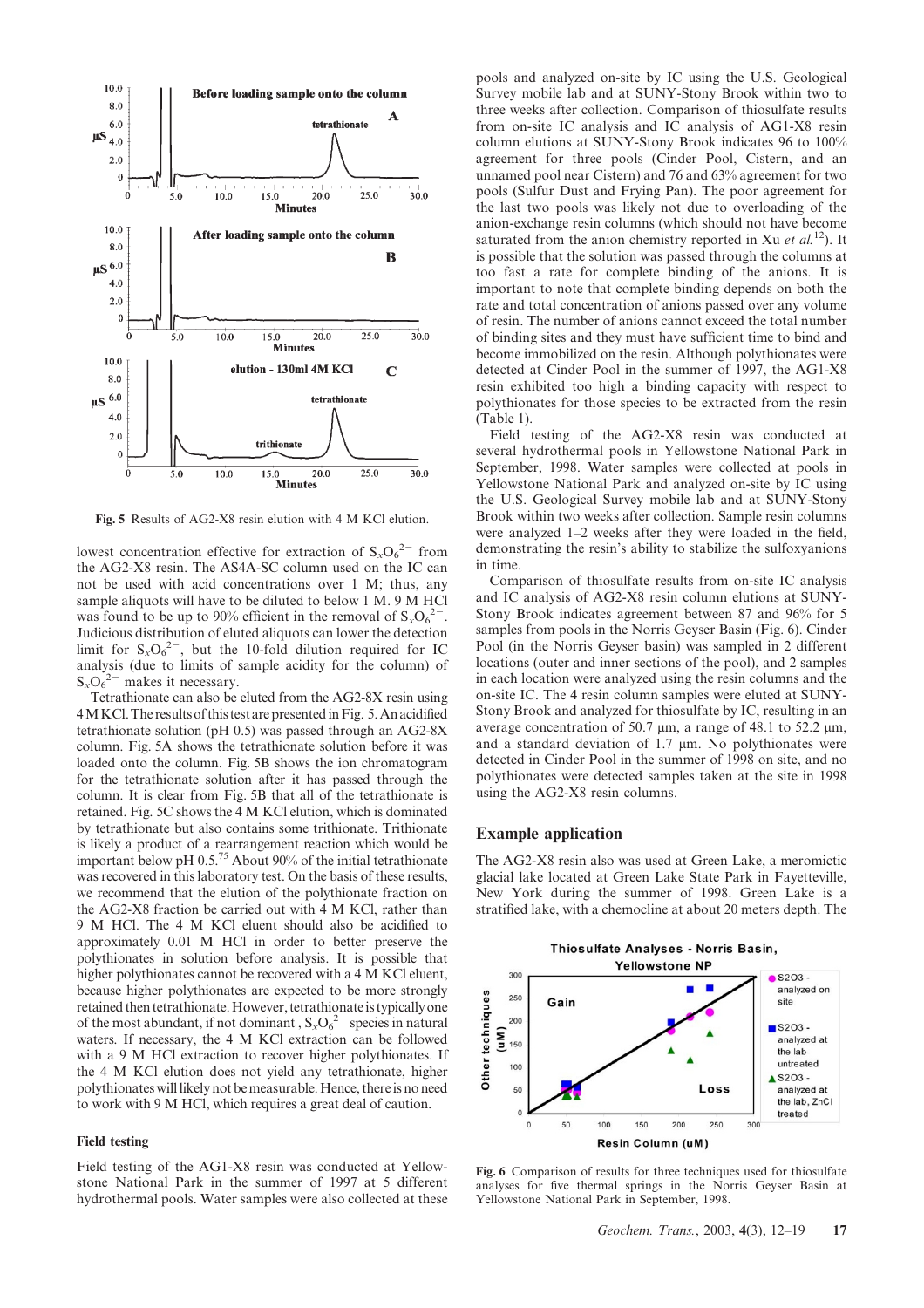Fig. 5 Results of AG2-X8 resin elution with 4 M KCl elution.

lowest concentration effective for extraction of $S_xO_6^{2-}$ from the AG2-X8 resin. The AS4A-SC column used on the IC can not be used with acid concentrations over 1 M; thus, any sample aliquots will have to be diluted to below 1 M. 9 M HCl was found to be up to 90% efficient in the removal of $S_xO_6^{2-}$. Judicious distribution of eluted aliquots can lower the detection limit for $S_xO_6^{2-}$, but the 10-fold dilution required for IC analysis (due to limits of sample acidity for the column) of $S_xO_6^{2-}$ makes it necessary.

Tetrathionate can also be eluted from the AG2-8X resin using 4 M KCl. The results of this test are presented in Fig. 5. An acidified tetrathionate solution (pH 0.5) was passed through an AG2-8X column. Fig. 5A shows the tetrathionate solution before it was loaded onto the column. Fig. 5B shows the ion chromatogram for the tetrathionate solution after it has passed through the column. It is clear from Fig. 5B that all of the tetrathionate is retained. Fig. 5C shows the 4 M KCl elution, which is dominated by tetrathionate but also contains some trithionate. Trithionate is likely a product of a rearrangement reaction which would be important below pH 0.5.[75] About 90% of the initial tetrathionate was recovered in this laboratory test. On the basis of these results, we recommend that the elution of the polythionate fraction on the AG2-X8 fraction be carried out with 4 M KCl, rather than 9 M HCl. The 4 M KCl eluent should also be acidified to approximately 0.01 M HCl in order to better preserve the polythionates in solution before analysis. It is possible that higher polythionates cannot be recovered with a 4 M KCl eluent, because higher polythionates are expected to be more strongly retained then tetrathionate. However, tetrathionate is typically one of the most abundant, if not dominant , $S_xO_6^{2-}$ species in natural waters. If necessary, the 4 M KCl extraction can be followed with a 9 M HCl extraction to recover higher polythionates. If the 4 M KCl elution does not yield any tetrathionate, higher polythionates will likely not be measurable. Hence, there is no need to work with 9 M HCl, which requires a great deal of caution.

### Field testing

Field testing of the AG1-X8 resin was conducted at Yellowstone National Park in the summer of 1997 at 5 different hydrothermal pools. Water samples were also collected at these pools and analyzed on-site by IC using the U.S. Geological Survey mobile lab and at SUNY-Stony Brook within two to three weeks after collection. Comparison of thiosulfate results from on-site IC analysis and IC analysis of AG1-X8 resin column elutions at SUNY-Stony Brook indicates 96 to 100% agreement for three pools (Cinder Pool, Cistern, and an unnamed pool near Cistern) and 76 and 63% agreement for two pools (Sulfur Dust and Frying Pan). The poor agreement for the last two pools was likely not due to overloading of the anion-exchange resin columns (which should not have become saturated from the anion chemistry reported in Xu *et al.*[12]). It is possible that the solution was passed through the columns at too fast a rate for complete binding of the anions. It is important to note that complete binding depends on both the rate and total concentration of anions passed over any volume of resin. The number of anions cannot exceed the total number of binding sites and they must have sufficient time to bind and become immobilized on the resin. Although polythionates were detected at Cinder Pool in the summer of 1997, the AG1-X8 resin exhibited too high a binding capacity with respect to polythionates for those species to be extracted from the resin (Table 1).

Field testing of the AG2-X8 resin was conducted at several hydrothermal pools in Yellowstone National Park in September, 1998. Water samples were collected at pools in Yellowstone National Park and analyzed on-site by IC using the U.S. Geological Survey mobile lab and at SUNY-Stony Brook within two weeks after collection. Sample resin columns were analyzed 1–2 weeks after they were loaded in the field, demonstrating the resin's ability to stabilize the sulfoxyanions in time.

Comparison of thiosulfate results from on-site IC analysis and IC analysis of AG2-X8 resin column elutions at SUNY-Stony Brook indicates agreement between 87 and 96% for 5 samples from pools in the Norris Geyser Basin (Fig. 6). Cinder Pool (in the Norris Geyser basin) was sampled in 2 different locations (outer and inner sections of the pool), and 2 samples in each location were analyzed using the resin columns and the on-site IC. The 4 resin column samples were eluted at SUNY-Stony Brook and analyzed for thiosulfate by IC, resulting in an average concentration of 50.7 μm, a range of 48.1 to 52.2 μm, and a standard deviation of 1.7 μm. No polythionates were detected in Cinder Pool in the summer of 1998 on site, and no polythionates were detected samples taken at the site in 1998 using the AG2-X8 resin columns.

## Example application

The AG2-X8 resin also was used at Green Lake, a meromictic glacial lake located at Green Lake State Park in Fayetteville, New York during the summer of 1998. Green Lake is a stratified lake, with a chemocline at about 20 meters depth. The

Fig. 6 Comparison of results for three techniques used for thiosulfate analyses for five thermal springs in the Norris Geyser Basin at Yellowstone National Park in September, 1998.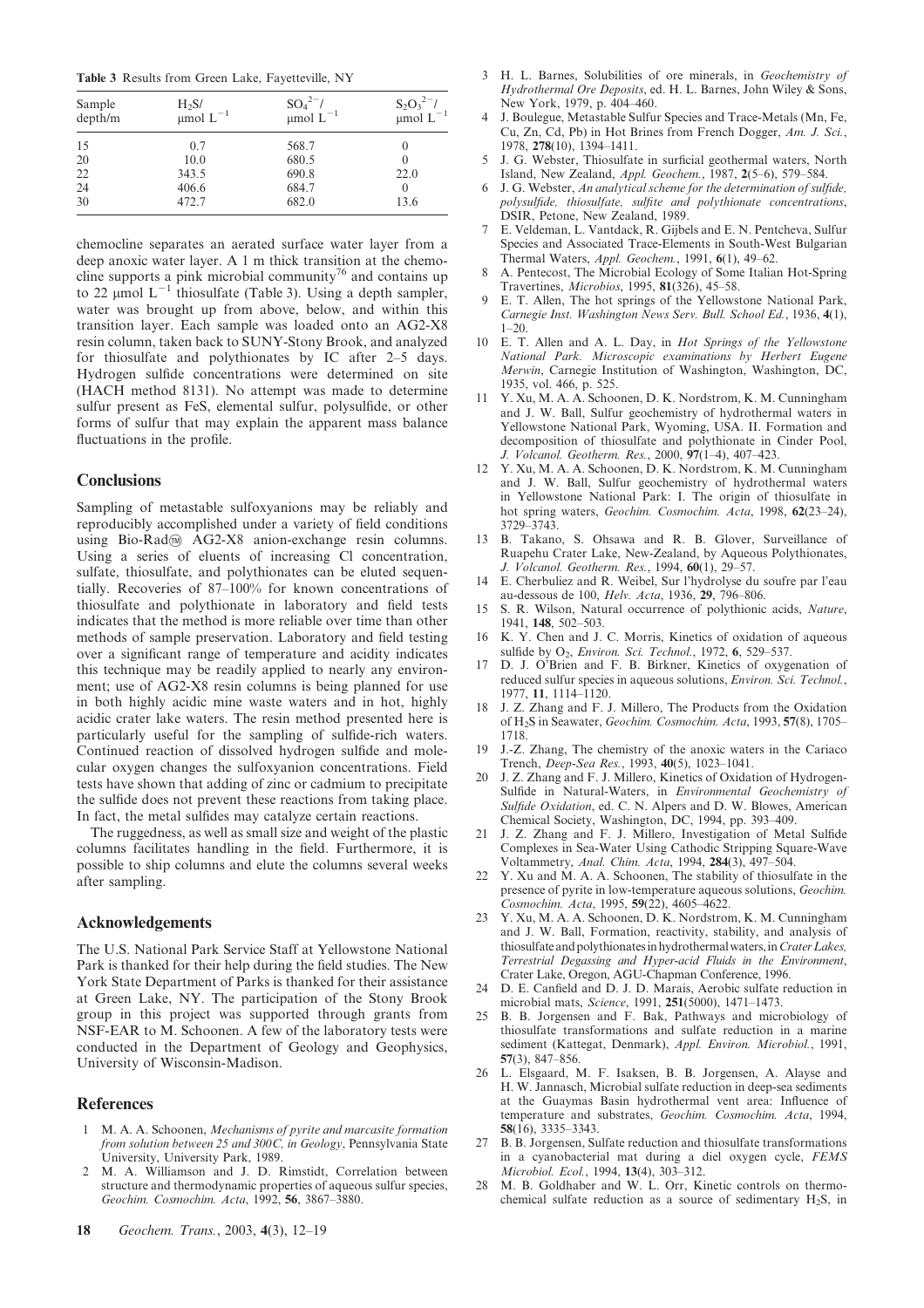**Table 3** Results from Green Lake, Fayetteville, NY

| Sample depth/m | $H_2S$/ μmol $L^{-1}$ | $SO_4^{2-}$/ μmol $L^{-1}$ | $S_2O_3^{2-}$/ μmol $L^{-1}$ |
|---|---|---|---|
| 15 | 0.7 | 568.7 | 0 |
| 20 | 10.0 | 680.5 | 0 |
| 22 | 343.5 | 690.8 | 22.0 |
| 24 | 406.6 | 684.7 | 0 |
| 30 | 472.7 | 682.0 | 13.6 |

chemocline separates an aerated surface water layer from a deep anoxic water layer. A 1 m thick transition at the chemocline supports a pink microbial community[76] and contains up to 22 μmol $L^{-1}$ thiosulfate (Table 3). Using a depth sampler, water was brought up from above, below, and within this transition layer. Each sample was loaded onto an AG2-X8 resin column, taken back to SUNY-Stony Brook, and analyzed for thiosulfate and polythionates by IC after 2–5 days. Hydrogen sulfide concentrations were determined on site (HACH method 8131). No attempt was made to determine sulfur present as FeS, elemental sulfur, polysulfide, or other forms of sulfur that may explain the apparent mass balance fluctuations in the profile.

## Conclusions

Sampling of metastable sulfoxyanions may be reliably and reproducibly accomplished under a variety of field conditions using Bio-Rad® AG2-X8 anion-exchange resin columns. Using a series of eluents of increasing Cl concentration, sulfate, thiosulfate, and polythionates can be eluted sequentially. Recoveries of 87–100% for known concentrations of thiosulfate and polythionate in laboratory and field tests indicates that the method is more reliable over time than other methods of sample preservation. Laboratory and field testing over a significant range of temperature and acidity indicates this technique may be readily applied to nearly any environment; use of AG2-X8 resin columns is being planned for use in both highly acidic mine waste waters and in hot, highly acidic crater lake waters. The resin method presented here is particularly useful for the sampling of sulfide-rich waters. Continued reaction of dissolved hydrogen sulfide and molecular oxygen changes the sulfoxyanion concentrations. Field tests have shown that adding of zinc or cadmium to precipitate the sulfide does not prevent these reactions from taking place. In fact, the metal sulfides may catalyze certain reactions.

The ruggedness, as well as small size and weight of the plastic columns facilitates handling in the field. Furthermore, it is possible to ship columns and elute the columns several weeks after sampling.

## Acknowledgements

The U.S. National Park Service Staff at Yellowstone National Park is thanked for their help during the field studies. The New York State Department of Parks is thanked for their assistance at Green Lake, NY. The participation of the Stony Brook group in this project was supported through grants from NSF-EAR to M. Schoonen. A few of the laboratory tests were conducted in the Department of Geology and Geophysics, University of Wisconsin-Madison.

## References

1. M. A. A. Schoonen, *Mechanisms of pyrite and marcasite formation from solution between 25 and 300C, in Geology*, Pennsylvania State University, University Park, 1989.
2. M. A. Williamson and J. D. Rimstidt, Correlation between structure and thermodynamic properties of aqueous sulfur species, *Geochim. Cosmochim. Acta*, 1992, **56**, 3867–3880.
3. H. L. Barnes, Solubilities of ore minerals, in *Geochemistry of Hydrothermal Ore Deposits*, ed. H. L. Barnes, John Wiley & Sons, New York, 1979, p. 404–460.
4. J. Boulegue, Metastable Sulfur Species and Trace-Metals (Mn, Fe, Cu, Zn, Cd, Pb) in Hot Brines from French Dogger, *Am. J. Sci.*, 1978, **278**(10), 1394–1411.
5. J. G. Webster, Thiosulfate in surficial geothermal waters, North Island, New Zealand, *Appl. Geochem.*, 1987, **2**(5–6), 579–584.
6. J. G. Webster, *An analytical scheme for the determination of sulfide, polysulfide, thiosulfate, sulfite and polythionate concentrations*, DSIR, Petone, New Zealand, 1989.
7. E. Veldeman, L. Vantdack, R. Gijbels and E. N. Pentcheva, Sulfur Species and Associated Trace-Elements in South-West Bulgarian Thermal Waters, *Appl. Geochem.*, 1991, **6**(1), 49–62.
8. A. Pentecost, The Microbial Ecology of Some Italian Hot-Spring Travertines, *Microbios*, 1995, **81**(326), 45–58.
9. E. T. Allen, The hot springs of the Yellowstone National Park, *Carnegie Inst. Washington News Serv. Bull. School Ed.*, 1936, **4**(1), 1–20.
10. E. T. Allen and A. L. Day, in *Hot Springs of the Yellowstone National Park. Microscopic examinations by Herbert Eugene Merwin*, Carnegie Institution of Washington, Washington, DC, 1935, vol. 466, p. 525.
11. Y. Xu, M. A. A. Schoonen, D. K. Nordstrom, K. M. Cunningham and J. W. Ball, Sulfur geochemistry of hydrothermal waters in Yellowstone National Park, Wyoming, USA. II. Formation and decomposition of thiosulfate and polythionate in Cinder Pool, *J. Volcanol. Geotherm. Res.*, 2000, **97**(1–4), 407–423.
12. Y. Xu, M. A. A. Schoonen, D. K. Nordstrom, K. M. Cunningham and J. W. Ball, Sulfur geochemistry of hydrothermal waters in Yellowstone National Park: I. The origin of thiosulfate in hot spring waters, *Geochim. Cosmochim. Acta*, 1998, **62**(23–24), 3729–3743.
13. B. Takano, S. Ohsawa and R. B. Glover, Surveillance of Ruapehu Crater Lake, New-Zealand, by Aqueous Polythionates, *J. Volcanol. Geotherm. Res.*, 1994, **60**(1), 29–57.
14. E. Cherbuliez and R. Weibel, Sur l'hydrolyse du soufre par l'eau au-dessous de 100, *Helv. Acta*, 1936, **29**, 796–806.
15. S. R. Wilson, Natural occurrence of polythionic acids, *Nature*, 1941, **148**, 502–503.
16. K. Y. Chen and J. C. Morris, Kinetics of oxidation of aqueous sulfide by $O_2$, *Environ. Sci. Technol.*, 1972, **6**, 529–537.
17. D. J. O'Brien and F. B. Birkner, Kinetics of oxygenation of reduced sulfur species in aqueous solutions, *Environ. Sci. Technol.*, 1977, **11**, 1114–1120.
18. J. Z. Zhang and F. J. Millero, The Products from the Oxidation of $H_2S$ in Seawater, *Geochim. Cosmochim. Acta*, 1993, **57**(8), 1705–1718.
19. J.-Z. Zhang, The chemistry of the anoxic waters in the Cariaco Trench, *Deep-Sea Res.*, 1993, **40**(5), 1023–1041.
20. J. Z. Zhang and F. J. Millero, Kinetics of Oxidation of Hydrogen-Sulfide in Natural-Waters, in *Environmental Geochemistry of Sulfide Oxidation*, ed. C. N. Alpers and D. W. Blowes, American Chemical Society, Washington, DC, 1994, pp. 393–409.
21. J. Z. Zhang and F. J. Millero, Investigation of Metal Sulfide Complexes in Sea-Water Using Cathodic Stripping Square-Wave Voltammetry, *Anal. Chim. Acta*, 1994, **284**(3), 497–504.
22. Y. Xu and M. A. A. Schoonen, The stability of thiosulfate in the presence of pyrite in low-temperature aqueous solutions, *Geochim. Cosmochim. Acta*, 1995, **59**(22), 4605–4622.
23. Y. Xu, M. A. A. Schoonen, D. K. Nordstrom, K. M. Cunningham and J. W. Ball, Formation, reactivity, stability, and analysis of thiosulfate and polythionates in hydrothermal waters, in *Crater Lakes, Terrestrial Degassing and Hyper-acid Fluids in the Environment*, Crater Lake, Oregon, AGU-Chapman Conference, 1996.
24. D. E. Canfield and D. J. D. Marais, Aerobic sulfate reduction in microbial mats, *Science*, 1991, **251**(5000), 1471–1473.
25. B. B. Jorgensen and F. Bak, Pathways and microbiology of thiosulfate transformations and sulfate reduction in a marine sediment (Kattegat, Denmark), *Appl. Environ. Microbiol.*, 1991, **57**(3), 847–856.
26. L. Elsgaard, M. F. Isaksen, B. B. Jorgensen, A. Alayse and H. W. Jannasch, Microbial sulfate reduction in deep-sea sediments at the Guaymas Basin hydrothermal vent area: Influence of temperature and substrates, *Geochim. Cosmochim. Acta*, 1994, **58**(16), 3335–3343.
27. B. B. Jorgensen, Sulfate reduction and thiosulfate transformations in a cyanobacterial mat during a diel oxygen cycle, *FEMS Microbiol. Ecol.*, 1994, **13**(4), 303–312.
28. M. B. Goldhaber and W. L. Orr, Kinetic controls on thermochemical sulfate reduction as a source of sedimentary $H_2S$, in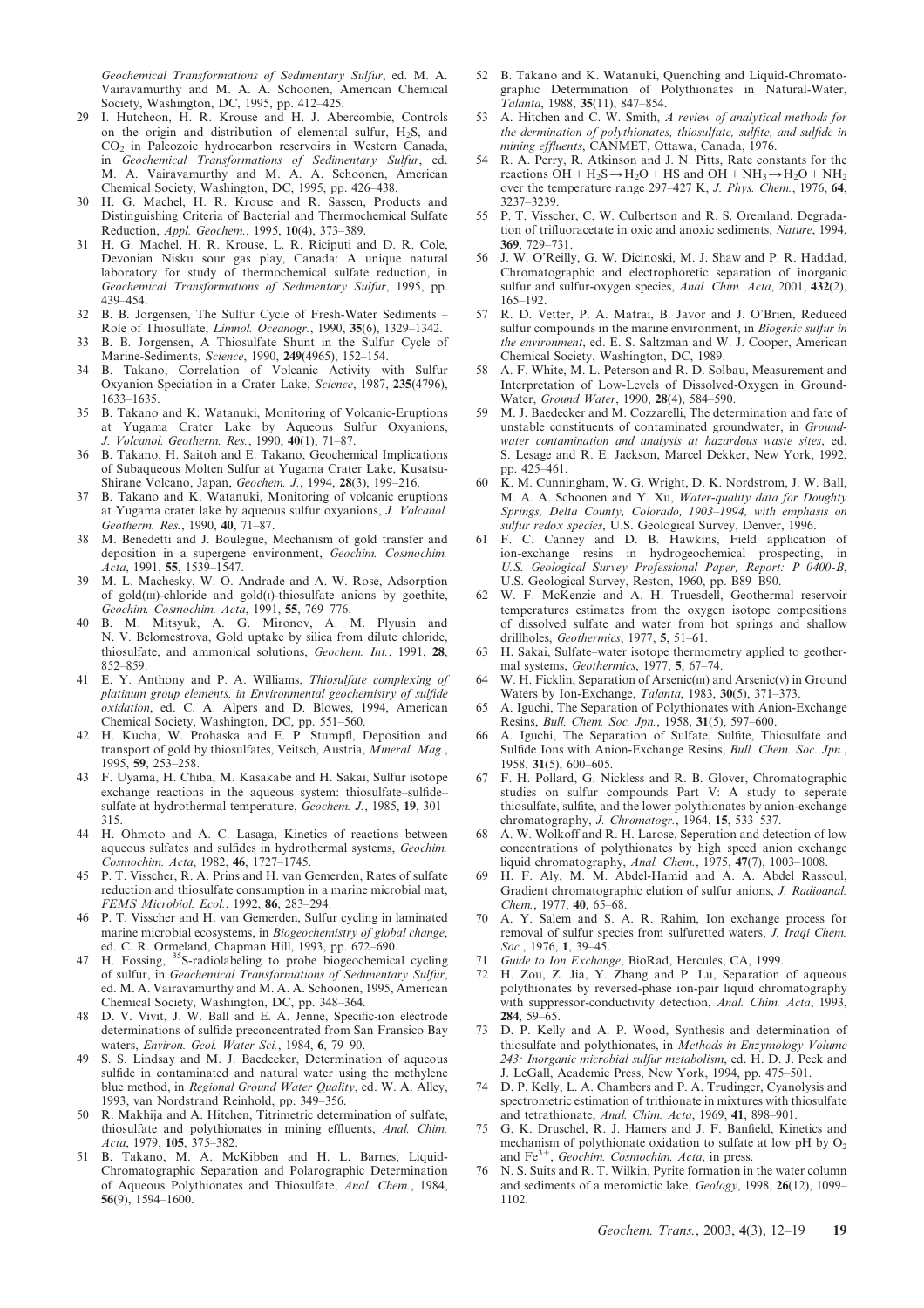*Geochemical Transformations of Sedimentary Sulfur*, ed. M. A. Vairavamurthy and M. A. A. Schoonen, American Chemical Society, Washington, DC, 1995, pp. 412–425.

29 I. Hutcheon, H. R. Krouse and H. J. Abercombie, Controls on the origin and distribution of elemental sulfur, $H_2S$, and $CO_2$ in Paleozoic hydrocarbon reservoirs in Western Canada, in *Geochemical Transformations of Sedimentary Sulfur*, ed. M. A. Vairavamurthy and M. A. A. Schoonen, American Chemical Society, Washington, DC, 1995, pp. 426–438.

30 H. G. Machel, H. R. Krouse and R. Sassen, Products and Distinguishing Criteria of Bacterial and Thermochemical Sulfate Reduction, *Appl. Geochem.*, 1995, **10**(4), 373–389.

31 H. G. Machel, H. R. Krouse, L. R. Riciputi and D. R. Cole, Devonian Nisku sour gas play, Canada: A unique natural laboratory for study of thermochemical sulfate reduction, in *Geochemical Transformations of Sedimentary Sulfur*, 1995, pp. 439–454.

32 B. B. Jorgensen, The Sulfur Cycle of Fresh-Water Sediments – Role of Thiosulfate, *Limnol. Oceanogr.*, 1990, **35**(6), 1329–1342.

33 B. B. Jorgensen, A Thiosulfate Shunt in the Sulfur Cycle of Marine-Sediments, *Science*, 1990, **249**(4965), 152–154.

34 B. Takano, Correlation of Volcanic Activity with Sulfur Oxyanion Speciation in a Crater Lake, *Science*, 1987, **235**(4796), 1633–1635.

35 B. Takano and K. Watanuki, Monitoring of Volcanic-Eruptions at Yugama Crater Lake by Aqueous Sulfur Oxyanions, *J. Volcanol. Geotherm. Res.*, 1990, **40**(1), 71–87.

36 B. Takano, H. Saitoh and E. Takano, Geochemical Implications of Subaqueous Molten Sulfur at Yugama Crater Lake, Kusatsu-Shirane Volcano, Japan, *Geochem. J.*, 1994, **28**(3), 199–216.

37 B. Takano and K. Watanuki, Monitoring of volcanic eruptions at Yugama crater lake by aqueous sulfur oxyanions, *J. Volcanol. Geotherm. Res.*, 1990, **40**, 71–87.

38 M. Benedetti and J. Boulegue, Mechanism of gold transfer and deposition in a supergene environment, *Geochim. Cosmochim. Acta*, 1991, **55**, 1539–1547.

39 M. L. Machesky, W. O. Andrade and A. W. Rose, Adsorption of gold(III)-chloride and gold(I)-thiosulfate anions by goethite, *Geochim. Cosmochim. Acta*, 1991, **55**, 769–776.

40 B. M. Mitsyuk, A. G. Mironov, A. M. Plyusin and N. V. Belomestrova, Gold uptake by silica from dilute chloride, thiosulfate, and ammonical solutions, *Geochem. Int.*, 1991, **28**, 852–859.

41 E. Y. Anthony and P. A. Williams, *Thiosulfate complexing of platinum group elements, in Environmental geochemistry of sulfide oxidation*, ed. C. A. Alpers and D. Blowes, 1994, American Chemical Society, Washington, DC, pp. 551–560.

42 H. Kucha, W. Prohaska and E. P. Stumpfl, Deposition and transport of gold by thiosulfates, Veitsch, Austria, *Mineral. Mag.*, 1995, **59**, 253–258.

43 F. Uyama, H. Chiba, M. Kasakabe and H. Sakai, Sulfur isotope exchange reactions in the aqueous system: thiosulfate–sulfide–sulfate at hydrothermal temperature, *Geochem. J.*, 1985, **19**, 301–315.

44 H. Ohmoto and A. C. Lasaga, Kinetics of reactions between aqueous sulfates and sulfides in hydrothermal systems, *Geochim. Cosmochim. Acta*, 1982, **46**, 1727–1745.

45 P. T. Visscher, R. A. Prins and H. van Gemerden, Rates of sulfate reduction and thiosulfate consumption in a marine microbial mat, *FEMS Microbiol. Ecol.*, 1992, **86**, 283–294.

46 P. T. Visscher and H. van Gemerden, Sulfur cycling in laminated marine microbial ecosystems, in *Biogeochemistry of global change*, ed. C. R. Ormeland, Chapman Hill, 1993, pp. 672–690.

47 H. Fossing, $^{35}$S-radiolabeling to probe biogeochemical cycling of sulfur, in *Geochemical Transformations of Sedimentary Sulfur*, ed. M. A. Vairavamurthy and M. A. A. Schoonen, 1995, American Chemical Society, Washington, DC, pp. 348–364.

48 D. V. Vivit, J. W. Ball and E. A. Jenne, Specific-ion electrode determinations of sulfide preconcentrated from San Fransico Bay waters, *Environ. Geol. Water Sci.*, 1984, **6**, 79–90.

49 S. S. Lindsay and M. J. Baedecker, Determination of aqueous sulfide in contaminated and natural water using the methylene blue method, in *Regional Ground Water Quality*, ed. W. A. Alley, 1993, van Nordstrand Reinhold, pp. 349–356.

50 R. Makhija and A. Hitchen, Titrimetric determination of sulfate, thiosulfate and polythionates in mining effluents, *Anal. Chim. Acta*, 1979, **105**, 375–382.

51 B. Takano, M. A. McKibben and H. L. Barnes, Liquid-Chromatographic Separation and Polarographic Determination of Aqueous Polythionates and Thiosulfate, *Anal. Chem.*, 1984, **56**(9), 1594–1600.

52 B. Takano and K. Watanuki, Quenching and Liquid-Chromatographic Determination of Polythionates in Natural-Water, *Talanta*, 1988, **35**(11), 847–854.

53 A. Hitchen and C. W. Smith, *A review of analytical methods for the dermination of polythionates, thiosulfate, sulfite, and sulfide in mining effluents*, CANMET, Ottawa, Canada, 1976.

54 R. A. Perry, R. Atkinson and J. N. Pitts, Rate constants for the reactions $OH + H_2S \rightarrow H_2O + HS$ and $OH + NH_3 \rightarrow H_2O + NH_2$ over the temperature range 297–427 K, *J. Phys. Chem.*, 1976, **64**, 3237–3239.

55 P. T. Visscher, C. W. Culbertson and R. S. Oremland, Degradation of trifluoracetate in oxic and anoxic sediments, *Nature*, 1994, **369**, 729–731.

56 J. W. O'Reilly, G. W. Dicinoski, M. J. Shaw and P. R. Haddad, Chromatographic and electrophoretic separation of inorganic sulfur and sulfur-oxygen species, *Anal. Chim. Acta*, 2001, **432**(2), 165–192.

57 R. D. Vetter, P. A. Matrai, B. Javor and J. O'Brien, Reduced sulfur compounds in the marine environment, in *Biogenic sulfur in the environment*, ed. E. S. Saltzman and W. J. Cooper, American Chemical Society, Washington, DC, 1989.

58 A. F. White, M. L. Peterson and R. D. Solbau, Measurement and Interpretation of Low-Levels of Dissolved-Oxygen in Ground-Water, *Ground Water*, 1990, **28**(4), 584–590.

59 M. J. Baedecker and M. Cozzarelli, The determination and fate of unstable constituents of contaminated groundwater, in *Groundwater contamination and analysis at hazardous waste sites*, ed. S. Lesage and R. E. Jackson, Marcel Dekker, New York, 1992, pp. 425–461.

60 K. M. Cunningham, W. G. Wright, D. K. Nordstrom, J. W. Ball, M. A. A. Schoonen and Y. Xu, *Water-quality data for Doughty Springs, Delta County, Colorado, 1903–1994, with emphasis on sulfur redox species*, U.S. Geological Survey, Denver, 1996.

61 F. C. Canney and D. B. Hawkins, Field application of ion-exchange resins in hydrogeochemical prospecting, in *U.S. Geological Survey Professional Paper, Report: P 0400-B*, U.S. Geological Survey, Reston, 1960, pp. B89–B90.

62 W. F. McKenzie and A. H. Truesdell, Geothermal reservoir temperatures estimates from the oxygen isotope compositions of dissolved sulfate and water from hot springs and shallow drillholes, *Geothermics*, 1977, **5**, 51–61.

63 H. Sakai, Sulfate–water isotope thermometry applied to geothermal systems, *Geothermics*, 1977, **5**, 67–74.

64 W. H. Ficklin, Separation of Arsenic(III) and Arsenic(V) in Ground Waters by Ion-Exchange, *Talanta*, 1983, **30**(5), 371–373.

65 A. Iguchi, The Separation of Polythionates with Anion-Exchange Resins, *Bull. Chem. Soc. Jpn.*, 1958, **31**(5), 597–600.

66 A. Iguchi, The Separation of Sulfate, Sulfite, Thiosulfate and Sulfide Ions with Anion-Exchange Resins, *Bull. Chem. Soc. Jpn.*, 1958, **31**(5), 600–605.

67 F. H. Pollard, G. Nickless and R. B. Glover, Chromatographic studies on sulfur compounds Part V: A study to seperate thiosulfate, sulfite, and the lower polythionates by anion-exchange chromatography, *J. Chromatogr.*, 1964, **15**, 533–537.

68 A. W. Wolkoff and R. H. Larose, Seperation and detection of low concentrations of polythionates by high speed anion exchange liquid chromatography, *Anal. Chem.*, 1975, **47**(7), 1003–1008.

69 H. F. Aly, M. M. Abdel-Hamid and A. A. Abdel Rassoul, Gradient chromatographic elution of sulfur anions, *J. Radioanal. Chem.*, 1977, **40**, 65–68.

70 A. Y. Salem and S. A. R. Rahim, Ion exchange process for removal of sulfur species from sulfuretted waters, *J. Iraqi Chem. Soc.*, 1976, **1**, 39–45.

71 *Guide to Ion Exchange*, BioRad, Hercules, CA, 1999.

72 H. Zou, Z. Jia, Y. Zhang and P. Lu, Separation of aqueous polythionates by reversed-phase ion-pair liquid chromatography with suppressor-conductivity detection, *Anal. Chim. Acta*, 1993, **284**, 59–65.

73 D. P. Kelly and A. P. Wood, Synthesis and determination of thiosulfate and polythionates, in *Methods in Enzymology Volume 243: Inorganic microbial sulfur metabolism*, ed. H. D. J. Peck and J. LeGall, Academic Press, New York, 1994, pp. 475–501.

74 D. P. Kelly, L. A. Chambers and P. A. Trudinger, Cyanolysis and spectrometric estimation of trithionate in mixtures with thiosulfate and tetrathionate, *Anal. Chim. Acta*, 1969, **41**, 898–901.

75 G. K. Druschel, R. J. Hamers and J. F. Banfield, Kinetics and mechanism of polythionate oxidation to sulfate at low pH by $O_2$ and $Fe^{3+}$, *Geochim. Cosmochim. Acta*, in press.

76 N. S. Suits and R. T. Wilkin, Pyrite formation in the water column and sediments of a meromictic lake, *Geology*, 1998, **26**(12), 1099–1102.